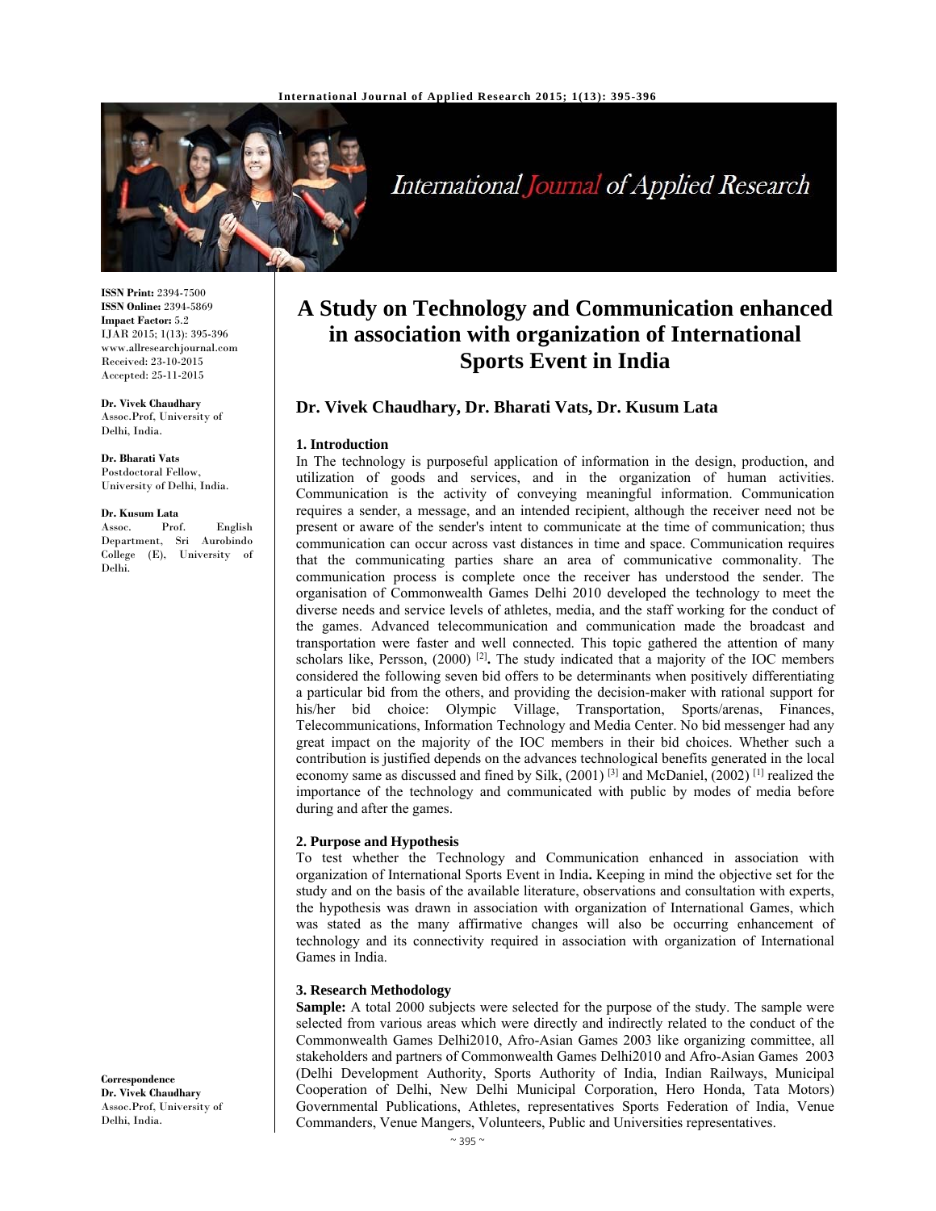# A Study on Technology and Communication enhanced in association with organization of International Sports Event in India

**Dr. Vivek Chaudhary, Dr. Bharati Vats, Dr. Kusum Lata**

**ISSN Print:** 2394-7500
**ISSN Online:** 2394-5869
**Impact Factor:** 5.2
IJAR 2015; 1(13): 395-396
www.allresearchjournal.com
Received: 23-10-2015
Accepted: 25-11-2015

**Dr. Vivek Chaudhary**
Assoc.Prof, University of Delhi, India.

**Dr. Bharati Vats**
Postdoctoral Fellow, University of Delhi, India.

**Dr. Kusum Lata**
Assoc. Prof. English Department, Sri Aurobindo College (E), University of Delhi.

**Correspondence**
**Dr. Vivek Chaudhary**
Assoc.Prof, University of Delhi, India.

## 1. Introduction

In The technology is purposeful application of information in the design, production, and utilization of goods and services, and in the organization of human activities. Communication is the activity of conveying meaningful information. Communication requires a sender, a message, and an intended recipient, although the receiver need not be present or aware of the sender's intent to communicate at the time of communication; thus communication can occur across vast distances in time and space. Communication requires that the communicating parties share an area of communicative commonality. The communication process is complete once the receiver has understood the sender. The organisation of Commonwealth Games Delhi 2010 developed the technology to meet the diverse needs and service levels of athletes, media, and the staff working for the conduct of the games. Advanced telecommunication and communication made the broadcast and transportation were faster and well connected. This topic gathered the attention of many scholars like, Persson, (2000) [2]**.** The study indicated that a majority of the IOC members considered the following seven bid offers to be determinants when positively differentiating a particular bid from the others, and providing the decision-maker with rational support for his/her bid choice: Olympic Village, Transportation, Sports/arenas, Finances, Telecommunications, Information Technology and Media Center. No bid messenger had any great impact on the majority of the IOC members in their bid choices. Whether such a contribution is justified depends on the advances technological benefits generated in the local economy same as discussed and fined by Silk, (2001) [3] and McDaniel, (2002) [1] realized the importance of the technology and communicated with public by modes of media before during and after the games.

## 2. Purpose and Hypothesis

To test whether the Technology and Communication enhanced in association with organization of International Sports Event in India**.** Keeping in mind the objective set for the study and on the basis of the available literature, observations and consultation with experts, the hypothesis was drawn in association with organization of International Games, which was stated as the many affirmative changes will also be occurring enhancement of technology and its connectivity required in association with organization of International Games in India.

## 3. Research Methodology

**Sample:** A total 2000 subjects were selected for the purpose of the study. The sample were selected from various areas which were directly and indirectly related to the conduct of the Commonwealth Games Delhi2010, Afro-Asian Games 2003 like organizing committee, all stakeholders and partners of Commonwealth Games Delhi2010 and Afro-Asian Games 2003 (Delhi Development Authority, Sports Authority of India, Indian Railways, Municipal Cooperation of Delhi, New Delhi Municipal Corporation, Hero Honda, Tata Motors) Governmental Publications, Athletes, representatives Sports Federation of India, Venue Commanders, Venue Mangers, Volunteers, Public and Universities representatives.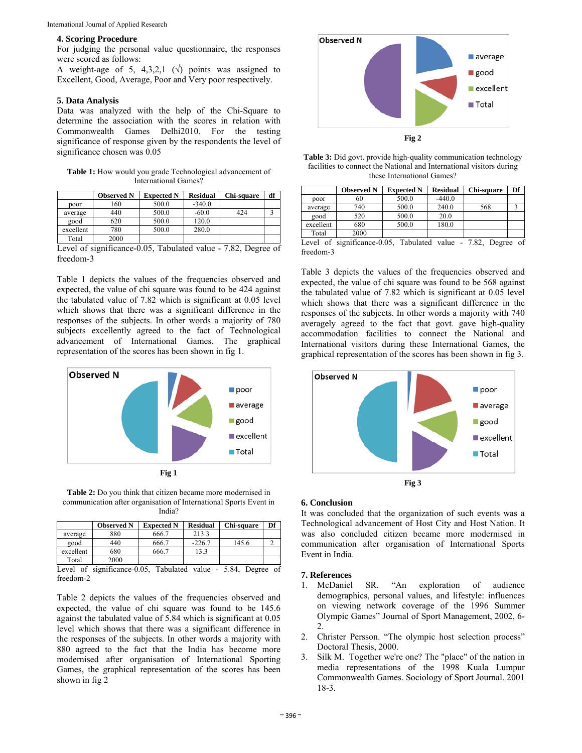## 4. Scoring Procedure

For judging the personal value questionnaire, the responses were scored as follows:

A weight-age of 5, 4,3,2,1 (√) points was assigned to Excellent, Good, Average, Poor and Very poor respectively.

## 5. Data Analysis

Data was analyzed with the help of the Chi-Square to determine the association with the scores in relation with Commonwealth Games Delhi2010. For the testing significance of response given by the respondents the level of significance chosen was 0.05

**Table 1:** How would you grade Technological advancement of International Games?

| | Observed N | Expected N | Residual | Chi-square | df |
|---|---|---|---|---|---|
| poor | 160 | 500.0 | -340.0 | | |
| average | 440 | 500.0 | -60.0 | 424 | 3 |
| good | 620 | 500.0 | 120.0 | | |
| excellent | 780 | 500.0 | 280.0 | | |
| Total | 2000 | | | | |

Level of significance-0.05, Tabulated value - 7.82, Degree of freedom-3

Table 1 depicts the values of the frequencies observed and expected, the value of chi square was found to be 424 against the tabulated value of 7.82 which is significant at 0.05 level which shows that there was a significant difference in the responses of the subjects. In other words a majority of 780 subjects excellently agreed to the fact of Technological advancement of International Games. The graphical representation of the scores has been shown in fig 1.

Observed N

poor
average
good
excellent
Total

Fig 1

**Table 2:** Do you think that citizen became more modernised in communication after organisation of International Sports Event in India?

| | Observed N | Expected N | Residual | Chi-square | Df |
|---|---|---|---|---|---|
| average | 880 | 666.7 | 213.3 | | |
| good | 440 | 666.7 | -226.7 | 145.6 | 2 |
| excellent | 680 | 666.7 | 13.3 | | |
| Total | 2000 | | | | |

Level of significance-0.05, Tabulated value - 5.84, Degree of freedom-2

Table 2 depicts the values of the frequencies observed and expected, the value of chi square was found to be 145.6 against the tabulated value of 5.84 which is significant at 0.05 level which shows that there was a significant difference in the responses of the subjects. In other words a majority with 880 agreed to the fact that the India has become more modernised after organisation of International Sporting Games, the graphical representation of the scores has been shown in fig 2

Observed N

average
good
excellent
Total

Fig 2

**Table 3:** Did govt. provide high-quality communication technology facilities to connect the National and International visitors during these International Games?

| | Observed N | Expected N | Residual | Chi-square | Df |
|---|---|---|---|---|---|
| poor | 60 | 500.0 | -440.0 | | |
| average | 740 | 500.0 | 240.0 | 568 | 3 |
| good | 520 | 500.0 | 20.0 | | |
| excellent | 680 | 500.0 | 180.0 | | |
| Total | 2000 | | | | |

Level of significance-0.05, Tabulated value - 7.82, Degree of freedom-3

Table 3 depicts the values of the frequencies observed and expected, the value of chi square was found to be 568 against the tabulated value of 7.82 which is significant at 0.05 level which shows that there was a significant difference in the responses of the subjects. In other words a majority with 740 averagely agreed to the fact that govt. gave high-quality accommodation facilities to connect the National and International visitors during these International Games, the graphical representation of the scores has been shown in fig 3.

Observed N

poor
average
good
excellent
Total

Fig 3

## 6. Conclusion

It was concluded that the organization of such events was a Technological advancement of Host City and Host Nation. It was also concluded citizen became more modernised in communication after organisation of International Sports Event in India.

## 7. References

1. McDaniel SR. "An exploration of audience demographics, personal values, and lifestyle: influences on viewing network coverage of the 1996 Summer Olympic Games" Journal of Sport Management, 2002, 6-2.
2. Christer Persson. "The olympic host selection process" Doctoral Thesis, 2000.
3. Silk M. Together we're one? The "place" of the nation in media representations of the 1998 Kuala Lumpur Commonwealth Games. Sociology of Sport Journal. 2001 18-3.